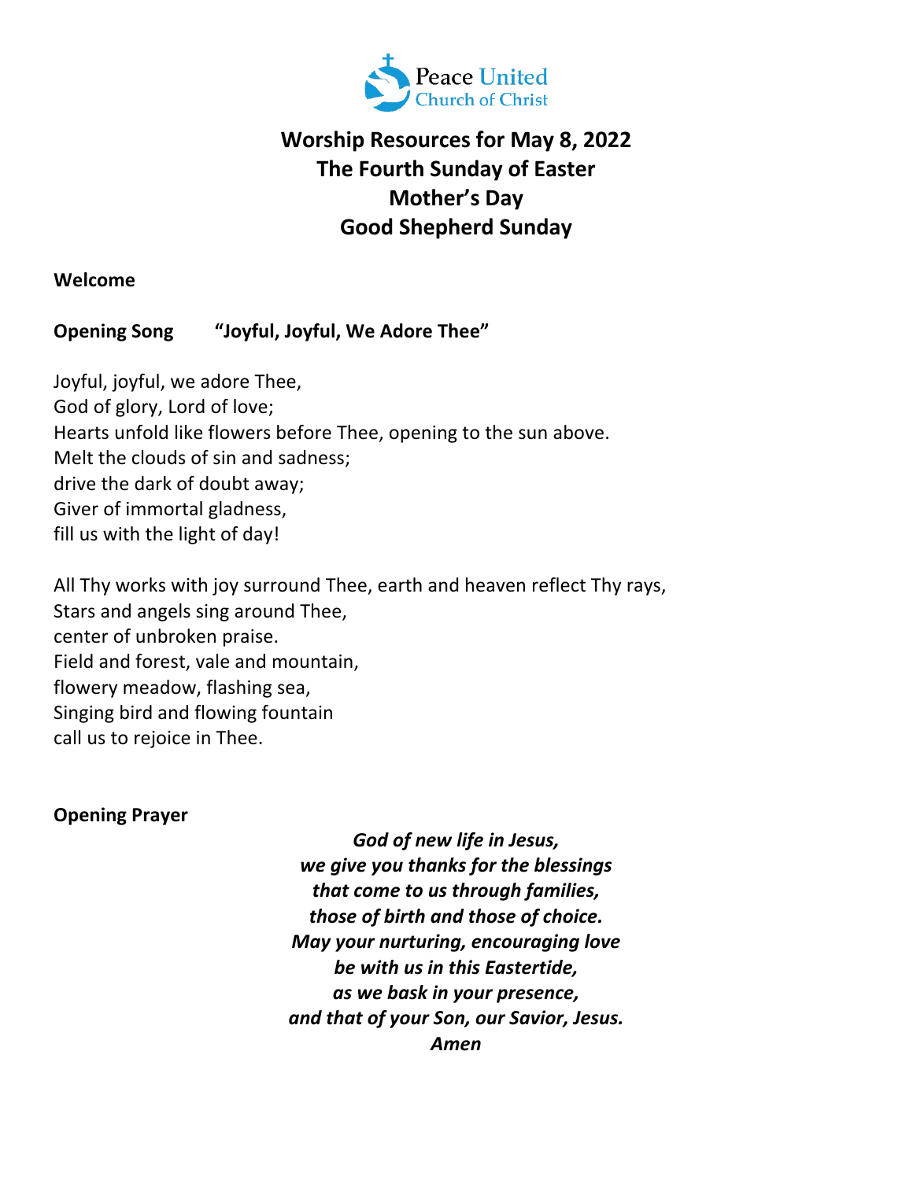Peace United Church of Christ

# Worship Resources for May 8, 2022
# The Fourth Sunday of Easter
# Mother's Day
# Good Shepherd Sunday

**Welcome**

**Opening Song "Joyful, Joyful, We Adore Thee"**

Joyful, joyful, we adore Thee,
God of glory, Lord of love;
Hearts unfold like flowers before Thee, opening to the sun above.
Melt the clouds of sin and sadness;
drive the dark of doubt away;
Giver of immortal gladness,
fill us with the light of day!

All Thy works with joy surround Thee, earth and heaven reflect Thy rays,
Stars and angels sing around Thee,
center of unbroken praise.
Field and forest, vale and mountain,
flowery meadow, flashing sea,
Singing bird and flowing fountain
call us to rejoice in Thee.

**Opening Prayer**

***God of new life in Jesus,***
***we give you thanks for the blessings***
***that come to us through families,***
***those of birth and those of choice.***
***May your nurturing, encouraging love***
***be with us in this Eastertide,***
***as we bask in your presence,***
***and that of your Son, our Savior, Jesus.***
***Amen***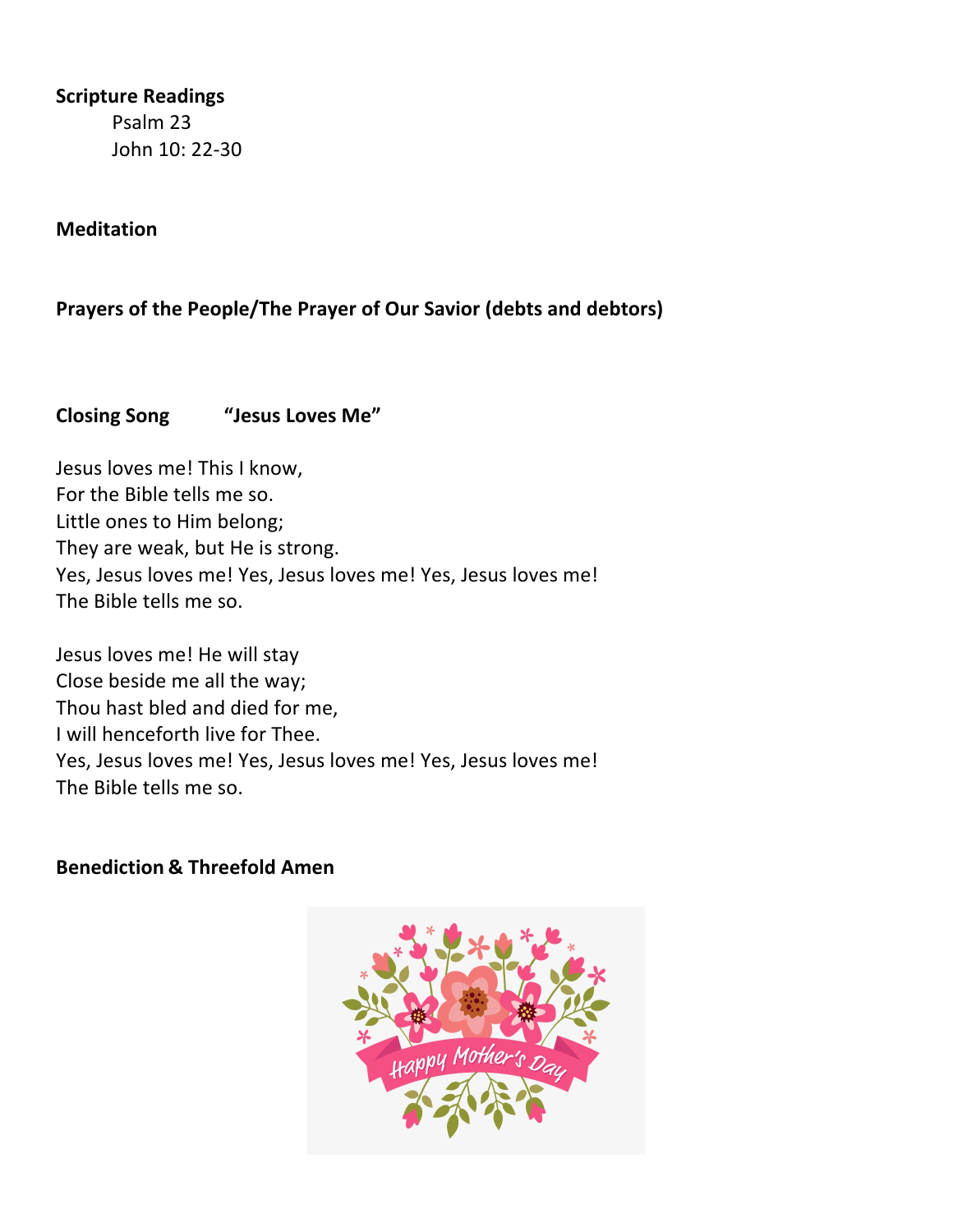**Scripture Readings**

Psalm 23
John 10: 22-30

**Meditation**

**Prayers of the People/The Prayer of Our Savior (debts and debtors)**

**Closing Song "Jesus Loves Me"**

Jesus loves me! This I know,
For the Bible tells me so.
Little ones to Him belong;
They are weak, but He is strong.
Yes, Jesus loves me! Yes, Jesus loves me! Yes, Jesus loves me!
The Bible tells me so.

Jesus loves me! He will stay
Close beside me all the way;
Thou hast bled and died for me,
I will henceforth live for Thee.
Yes, Jesus loves me! Yes, Jesus loves me! Yes, Jesus loves me!
The Bible tells me so.

**Benediction & Threefold Amen**

Happy Mother's Day